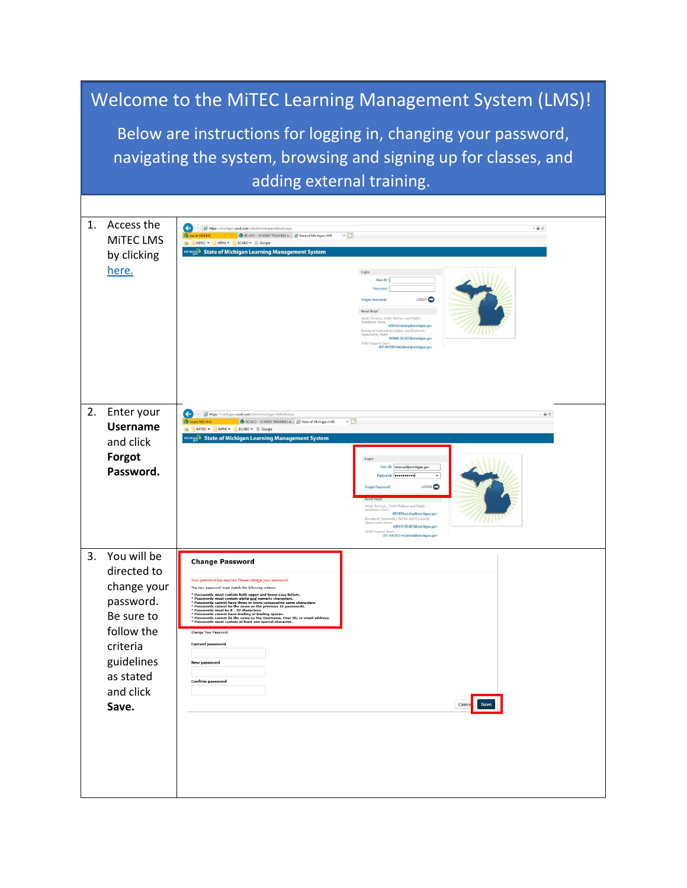# Welcome to the MiTEC Learning Management System (LMS)!

Below are instructions for logging in, changing your password, navigating the system, browsing and signing up for classes, and adding external training.

1. Access the MiTEC LMS by clicking here.
2. Enter your **Username** and click **Forgot Password.**
3. You will be directed to change your password. Be sure to follow the criteria guidelines as stated and click **Save.**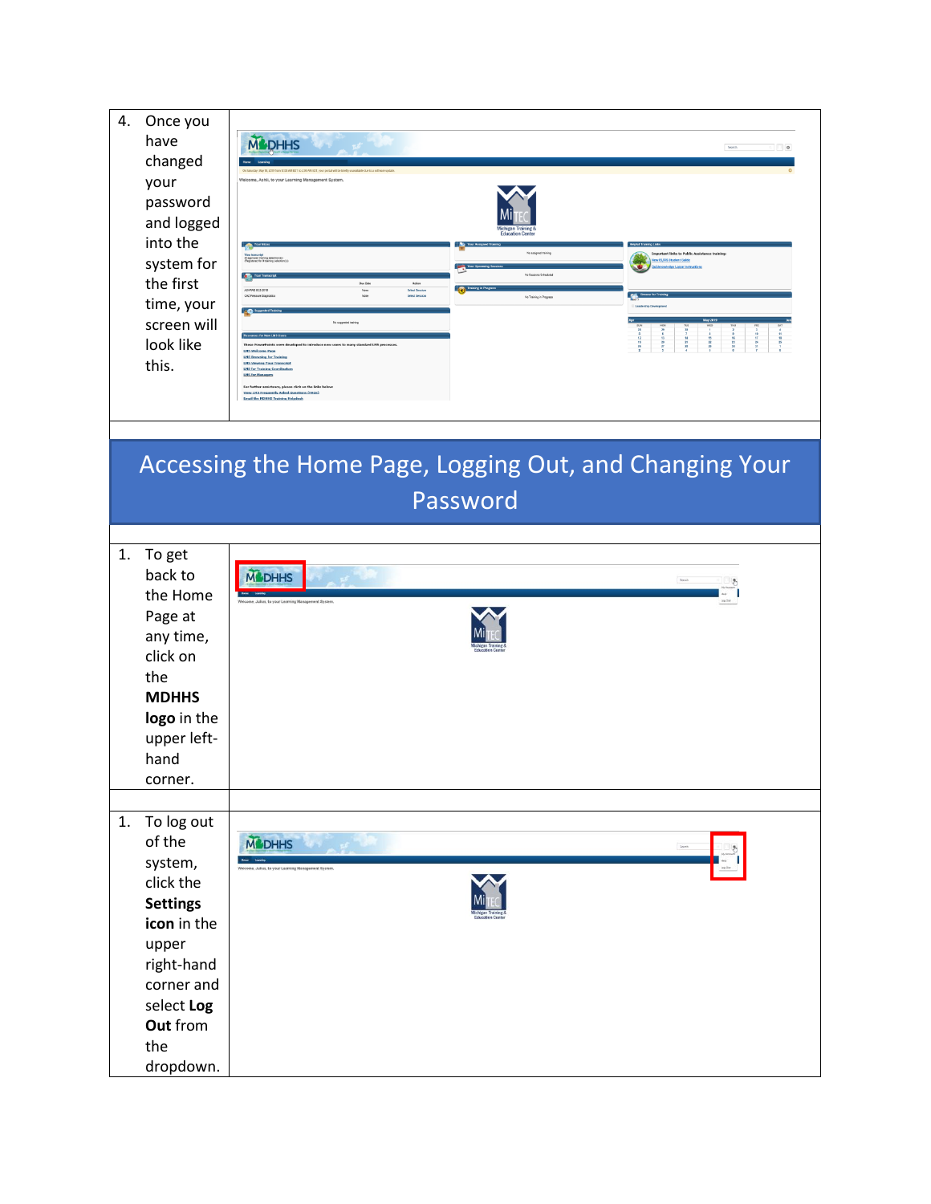| | |
|---|---|
| 4. Once you have changed your password and logged into the system for the first time, your screen will look like this. | |

## Accessing the Home Page, Logging Out, and Changing Your Password

| | |
|---|---|
| 1. To get back to the Home Page at any time, click on the **MDHHS logo** in the upper left-hand corner. | |
| | |
| 1. To log out of the system, click the **Settings icon** in the upper right-hand corner and select **Log Out** from the dropdown. | |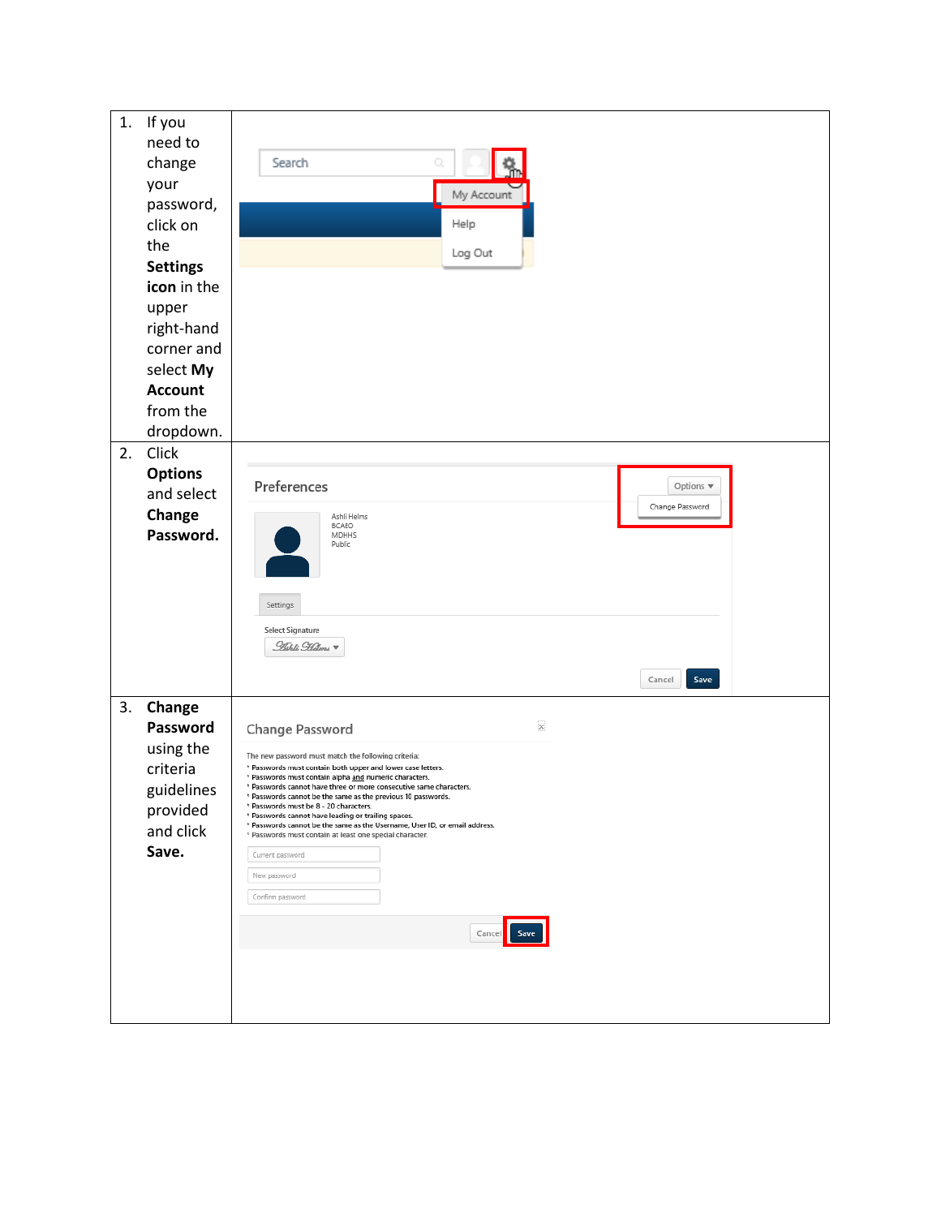| | |
|---|---|
| 1. If you need to change your password, click on the **Settings icon** in the upper right-hand corner and select **My Account** from the dropdown. | Search<br>My Account<br>Help<br>Log Out |
| 2. Click **Options** and select **Change Password.** | Preferences<br>Options ▾<br>Change Password<br>Ashli Helms<br>BCAEO<br>MDHHS<br>Public<br>Settings<br>Select Signature<br>Cancel Save |
| 3. **Change Password** using the criteria guidelines provided and click **Save.** | Change Password<br>The new password must match the following criteria:<br>• Passwords must contain both upper and lower case letters.<br>• Passwords must contain alpha and numeric characters.<br>• Passwords cannot have three or more consecutive same characters.<br>• Passwords cannot be the same as the previous 10 passwords.<br>• Passwords must be 8 - 20 characters.<br>• Passwords cannot have leading or trailing spaces.<br>• Passwords cannot be the same as the Username, User ID, or email address.<br>• Passwords must contain at least one special character.<br>Current password<br>New password<br>Confirm password<br>Cancel Save |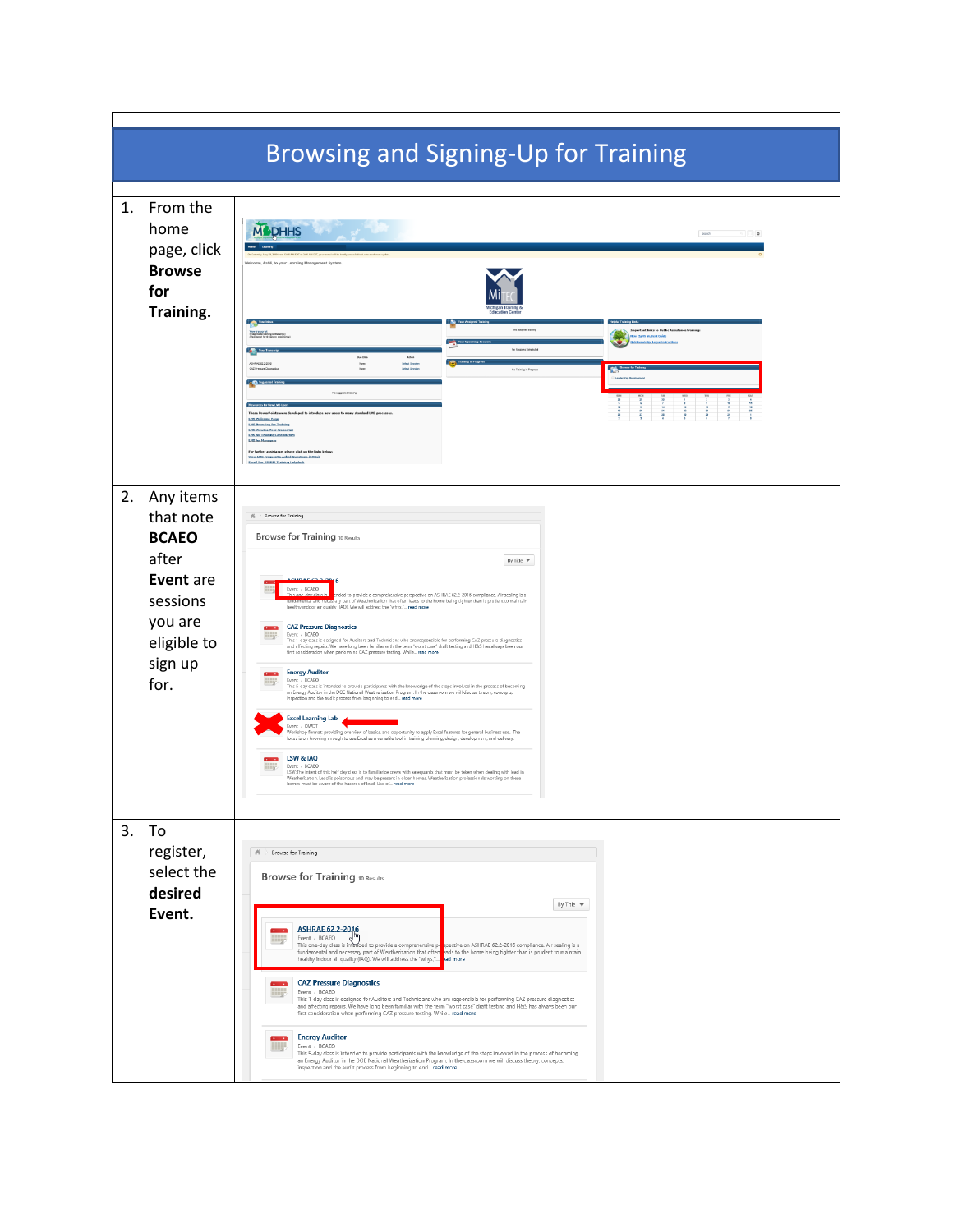# Browsing and Signing-Up for Training

| | |
|---|---|
| 1. From the home page, click **Browse for Training.** | |
| 2. Any items that note **BCAEO** after **Event** are sessions you are eligible to sign up for. | |
| 3. To register, select the **desired Event.** | |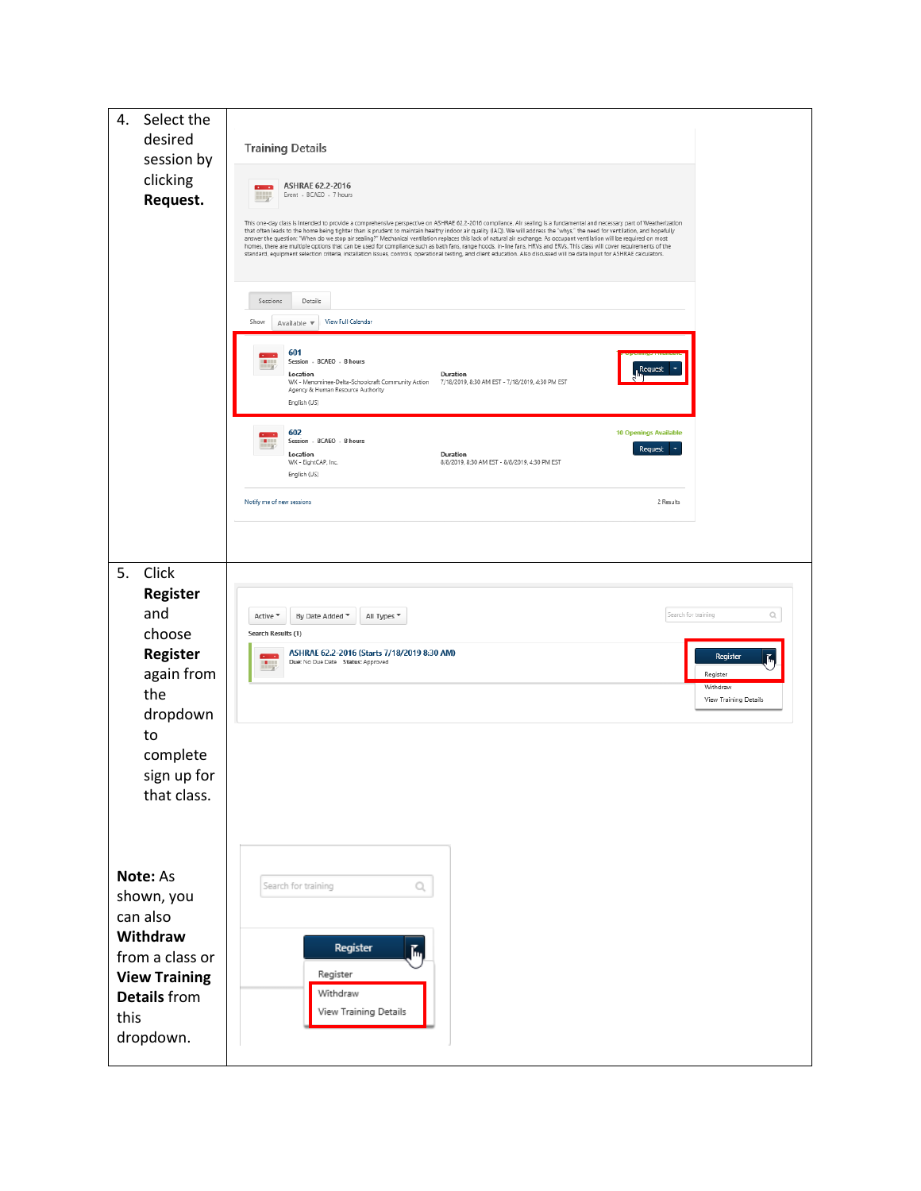| | |
|---|---|
| 4. Select the desired session by clicking **Request.** | |
| 5. Click **Register** and choose **Register** again from the dropdown to complete sign up for that class.<br><br>**Note:** As shown, you can also **Withdraw** from a class or **View Training Details** from this dropdown. | |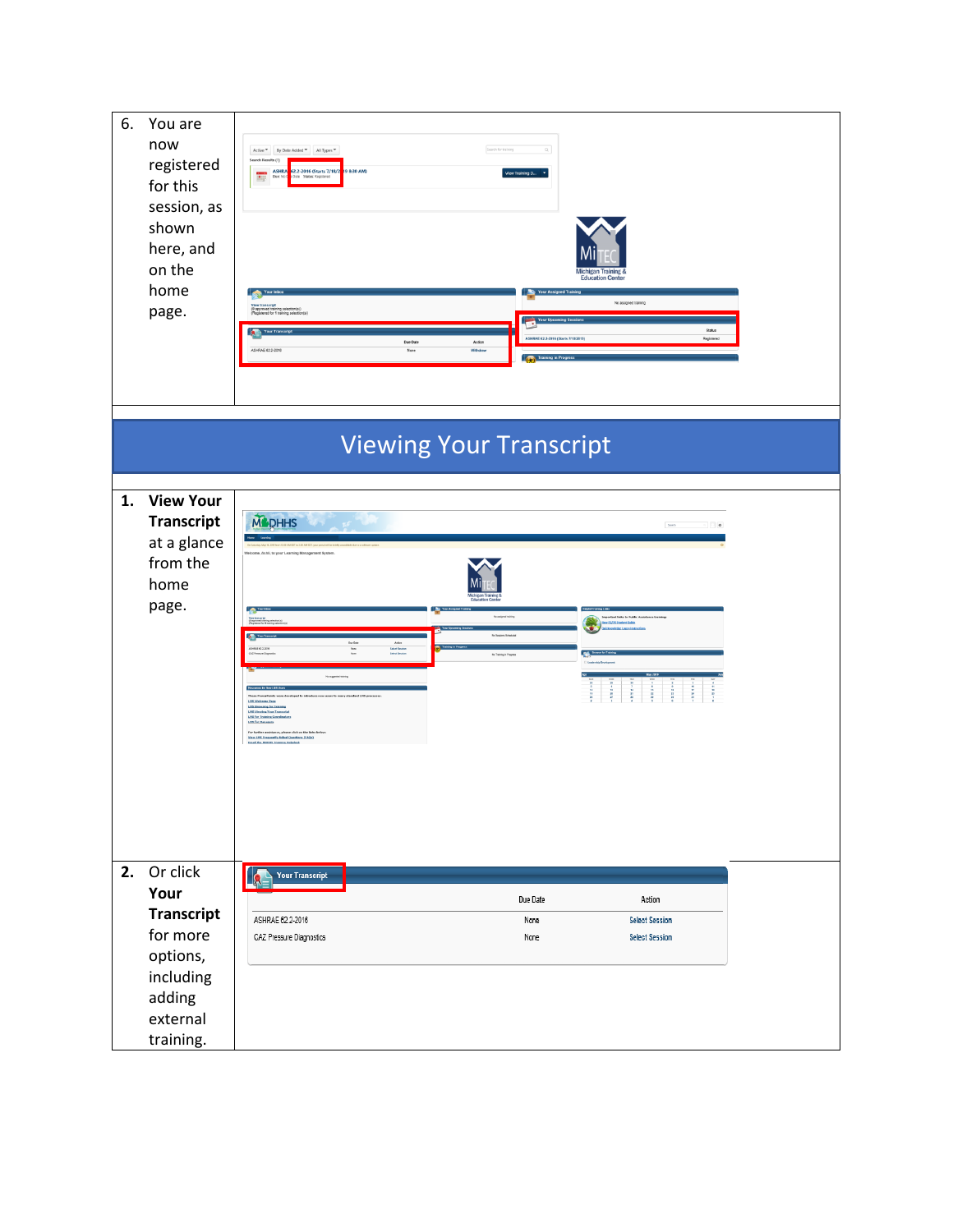6. You are now registered for this session, as shown here, and on the home page.

# Viewing Your Transcript

1. **View Your Transcript** at a glance from the home page.

2. Or click **Your Transcript** for more options, including adding external training.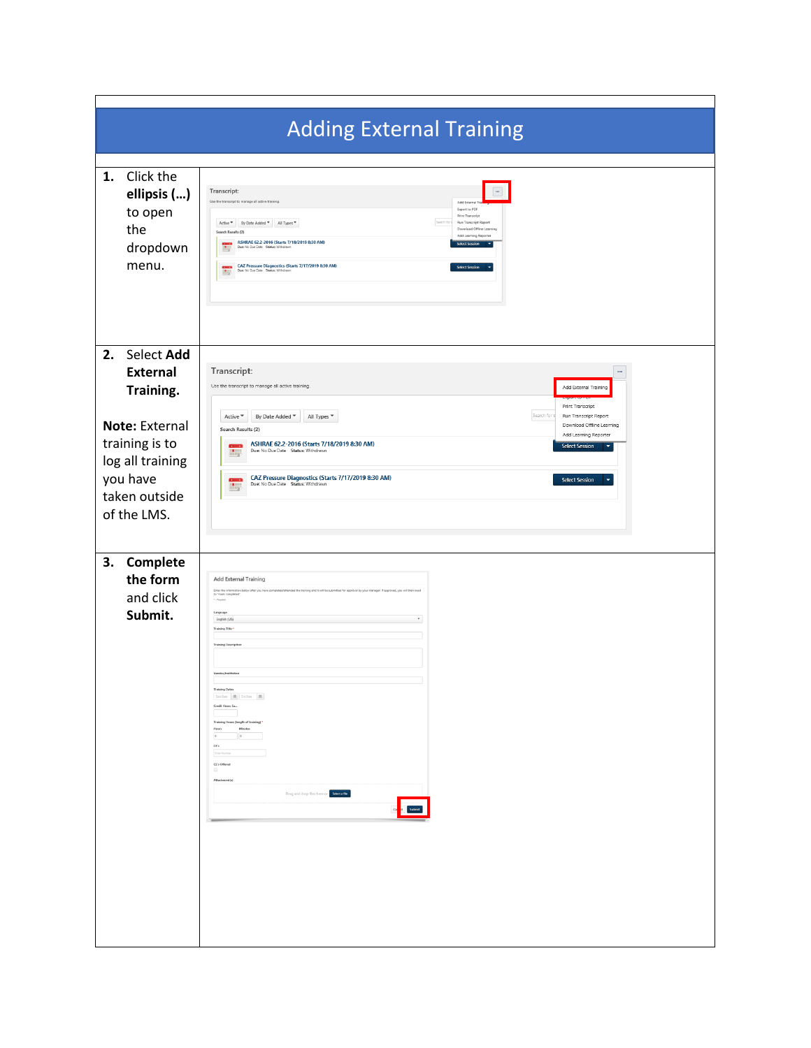# Adding External Training

| | |
|---|---|
| **1.** Click the **ellipsis (...)** to open the dropdown menu. | |
| **2.** Select **Add External Training.**<br><br>**Note:** External training is to log all training you have taken outside of the LMS. | |
| **3. Complete the form** and click **Submit.** | |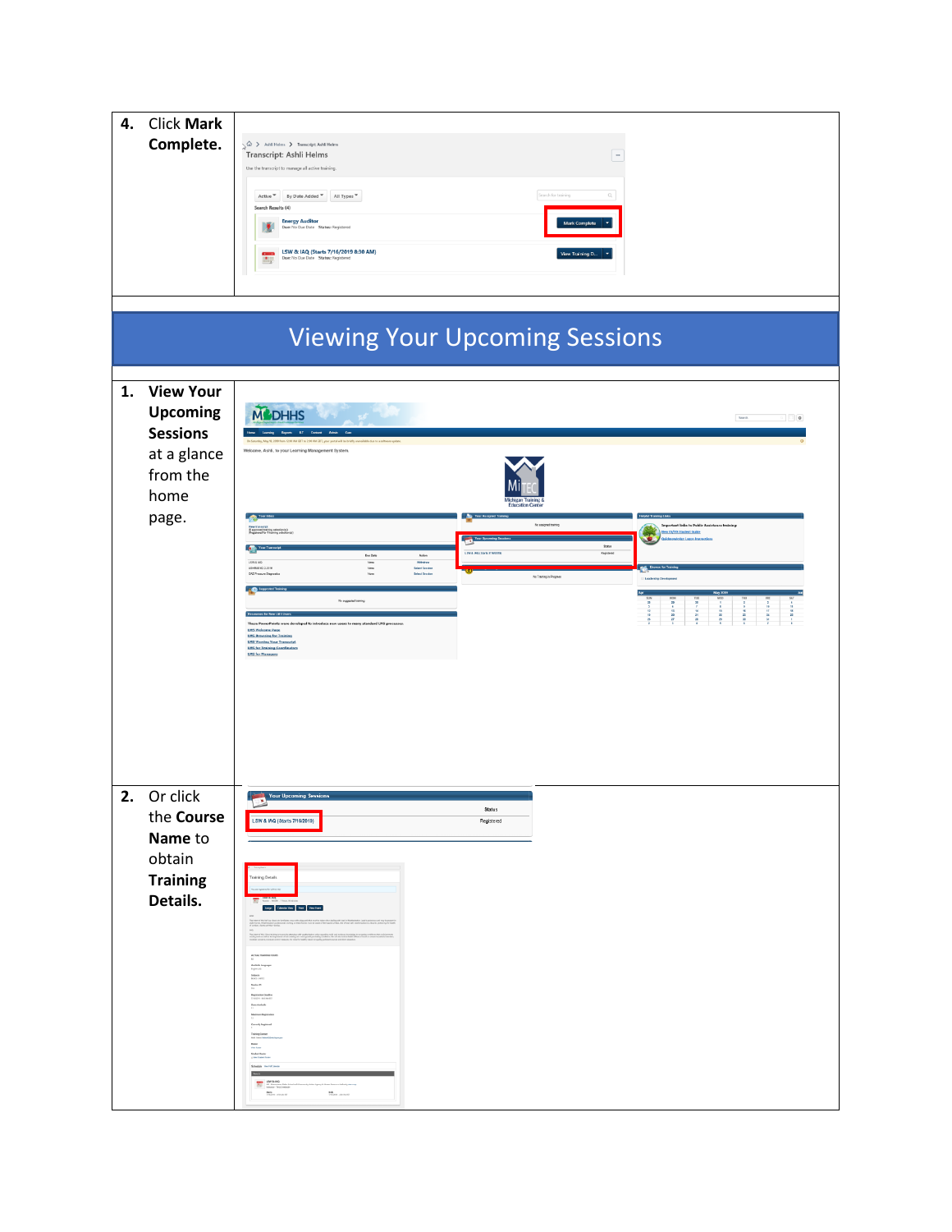| | |
|---|---|
| **4.** Click **Mark Complete.** | |

## Viewing Your Upcoming Sessions

| | |
|---|---|
| **1. View Your Upcoming Sessions** at a glance from the home page. | |
| **2.** Or click the **Course Name** to obtain **Training Details.** | |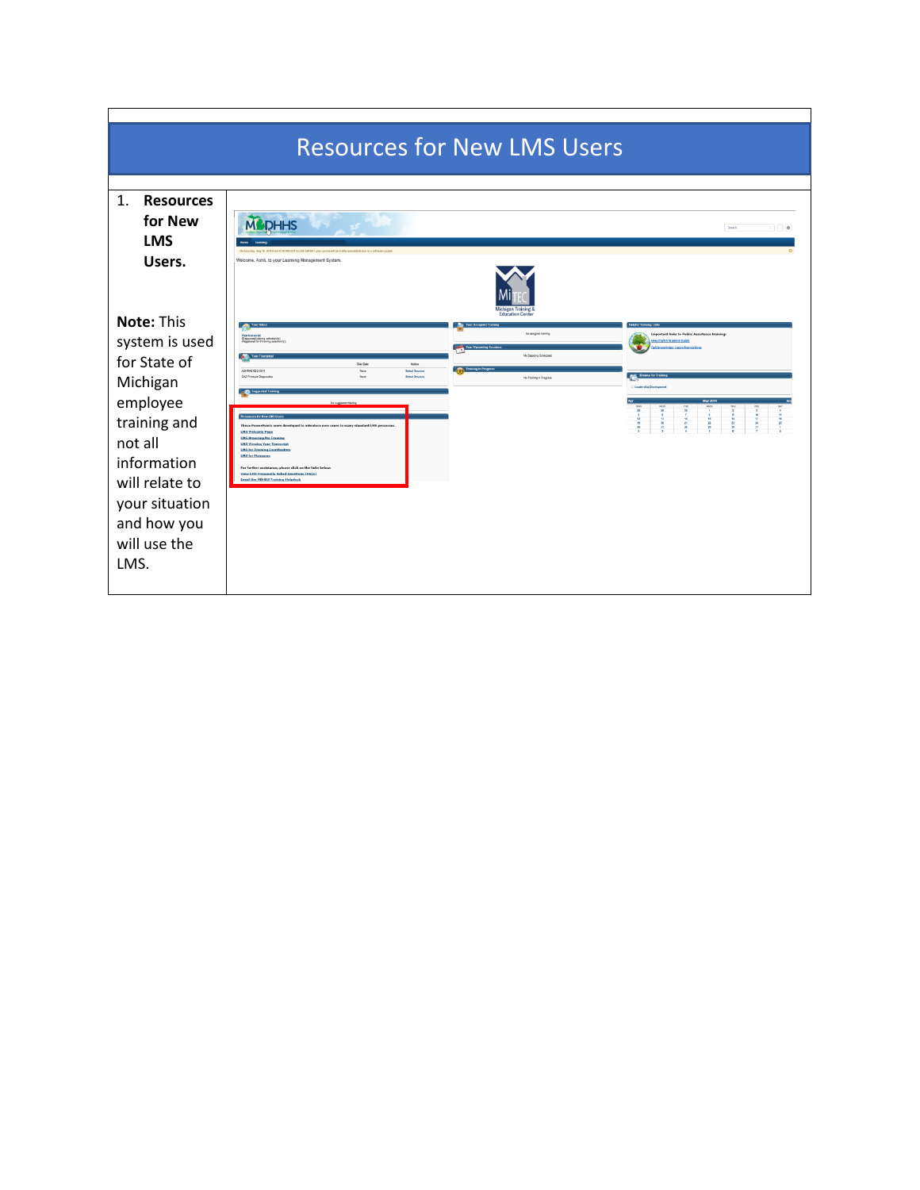# Resources for New LMS Users

| | |
|---|---|
| 1. **Resources for New LMS Users.**<br><br>**Note:** This system is used for State of Michigan employee training and not all information will relate to your situation and how you will use the LMS. | |